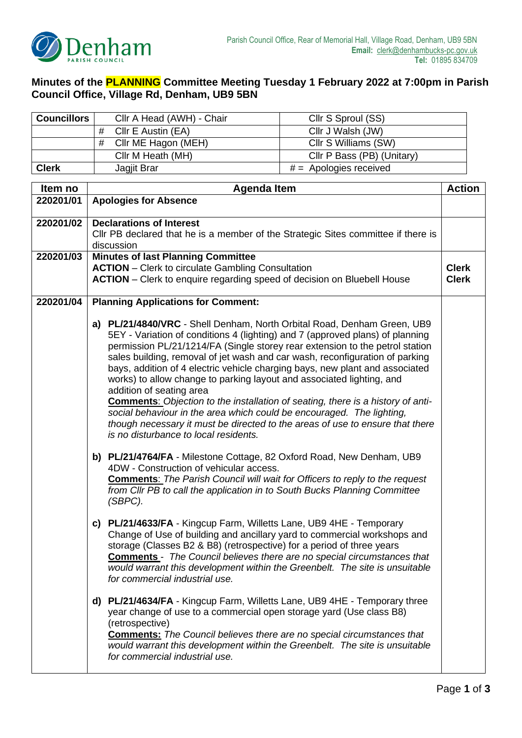Denham PARISH COUNCIL

Parish Council Office, Rear of Memorial Hall, Village Road, Denham, UB9 5BN
**Email:** clerk@denhambucks-pc.gov.uk
**Tel:** 01895 834709

## Minutes of the PLANNING Committee Meeting Tuesday 1 February 2022 at 7:00pm in Parish Council Office, Village Rd, Denham, UB9 5BN

| **Councillors** | Cllr A Head (AWH) - Chair | Cllr S Sproul (SS) |
|---|---|---|
| | # Cllr E Austin (EA) | Cllr J Walsh (JW) |
| | # Cllr ME Hagon (MEH) | Cllr S Williams (SW) |
| | Cllr M Heath (MH) | Cllr P Bass (PB) (Unitary) |
| **Clerk** | Jagjit Brar | # = Apologies received |

| Item no | Agenda Item | Action |
|---|---|---|
| **220201/01** | **Apologies for Absence** | |
| **220201/02** | **Declarations of Interest**<br>Cllr PB declared that he is a member of the Strategic Sites committee if there is discussion | |
| **220201/03** | **Minutes of last Planning Committee**<br>**ACTION** – Clerk to circulate Gambling Consultation<br>**ACTION** – Clerk to enquire regarding speed of decision on Bluebell House | **Clerk**<br>**Clerk** |
| **220201/04** | **Planning Applications for Comment:**<br><br>**a) PL/21/4840/VRC** - Shell Denham, North Orbital Road, Denham Green, UB9 5EY - Variation of conditions 4 (lighting) and 7 (approved plans) of planning permission PL/21/1214/FA (Single storey rear extension to the petrol station sales building, removal of jet wash and car wash, reconfiguration of parking bays, addition of 4 electric vehicle charging bays, new plant and associated works) to allow change to parking layout and associated lighting, and addition of seating area<br>***Comments**: Objection to the installation of seating, there is a history of anti-social behaviour in the area which could be encouraged. The lighting, though necessary it must be directed to the areas of use to ensure that there is no disturbance to local residents.*<br><br>**b) PL/21/4764/FA** - Milestone Cottage, 82 Oxford Road, New Denham, UB9 4DW - Construction of vehicular access.<br>***Comments**: The Parish Council will wait for Officers to reply to the request from Cllr PB to call the application in to South Bucks Planning Committee (SBPC).*<br><br>**c) PL/21/4633/FA** - Kingcup Farm, Willetts Lane, UB9 4HE - Temporary Change of Use of building and ancillary yard to commercial workshops and storage (Classes B2 & B8) (retrospective) for a period of three years<br>**Comments** - *The Council believes there are no special circumstances that would warrant this development within the Greenbelt. The site is unsuitable for commercial industrial use.*<br><br>**d) PL/21/4634/FA** - Kingcup Farm, Willetts Lane, UB9 4HE - Temporary three year change of use to a commercial open storage yard (Use class B8) (retrospective)<br>***Comments:** The Council believes there are no special circumstances that would warrant this development within the Greenbelt. The site is unsuitable for commercial industrial use.* | |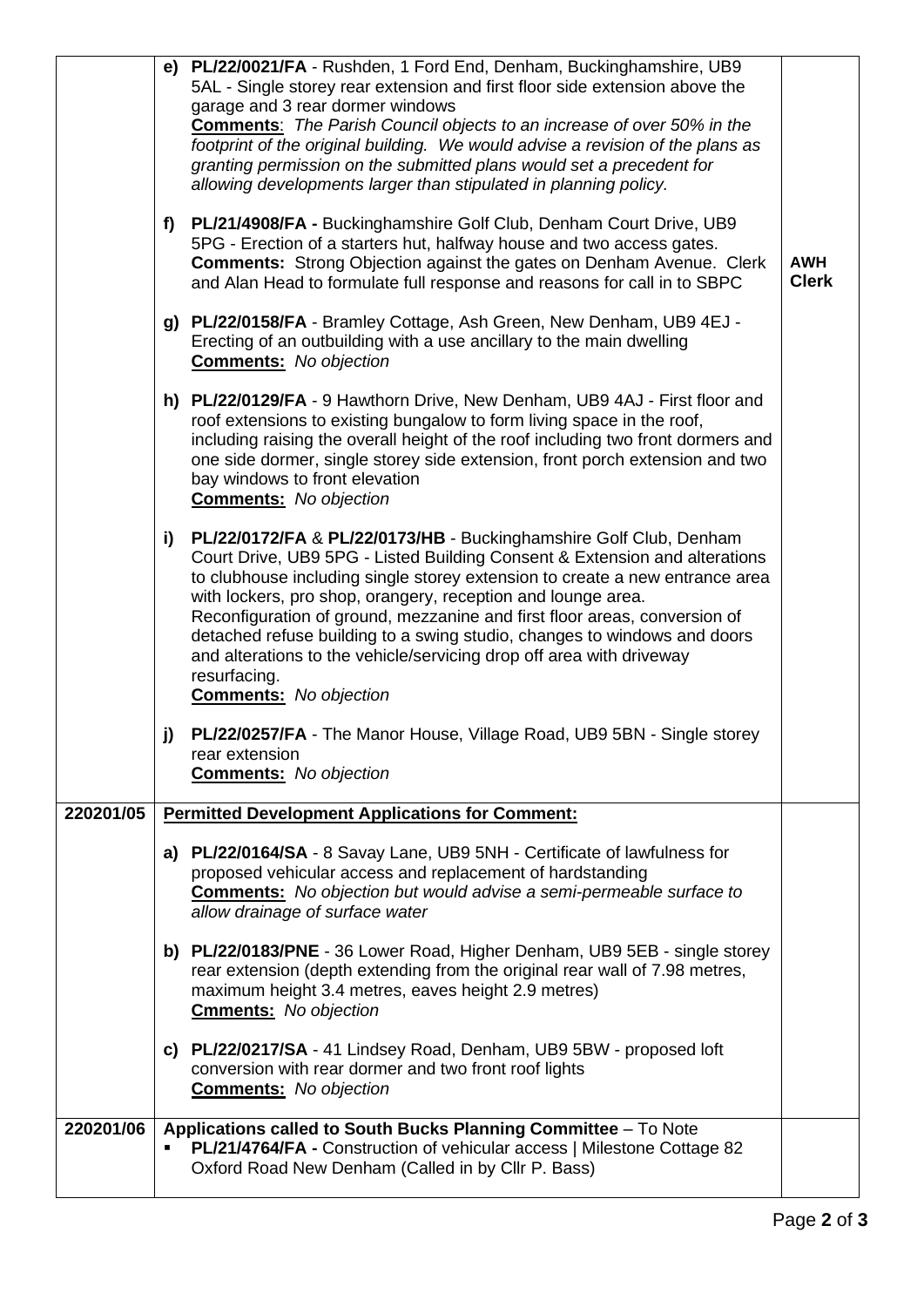| | | |
|---|---|---|
| | **e) PL/22/0021/FA** - Rushden, 1 Ford End, Denham, Buckinghamshire, UB9 5AL - Single storey rear extension and first floor side extension above the garage and 3 rear dormer windows<br>**Comments**: *The Parish Council objects to an increase of over 50% in the footprint of the original building. We would advise a revision of the plans as granting permission on the submitted plans would set a precedent for allowing developments larger than stipulated in planning policy.*<br><br>**f) PL/21/4908/FA -** Buckinghamshire Golf Club, Denham Court Drive, UB9 5PG - Erection of a starters hut, halfway house and two access gates.<br>**Comments:** Strong Objection against the gates on Denham Avenue. Clerk and Alan Head to formulate full response and reasons for call in to SBPC<br><br>**g) PL/22/0158/FA** - Bramley Cottage, Ash Green, New Denham, UB9 4EJ - Erecting of an outbuilding with a use ancillary to the main dwelling<br>**Comments:** *No objection*<br><br>**h) PL/22/0129/FA** - 9 Hawthorn Drive, New Denham, UB9 4AJ - First floor and roof extensions to existing bungalow to form living space in the roof, including raising the overall height of the roof including two front dormers and one side dormer, single storey side extension, front porch extension and two bay windows to front elevation<br>**Comments:** *No objection*<br><br>**i) PL/22/0172/FA** & **PL/22/0173/HB** - Buckinghamshire Golf Club, Denham Court Drive, UB9 5PG - Listed Building Consent & Extension and alterations to clubhouse including single storey extension to create a new entrance area with lockers, pro shop, orangery, reception and lounge area. Reconfiguration of ground, mezzanine and first floor areas, conversion of detached refuse building to a swing studio, changes to windows and doors and alterations to the vehicle/servicing drop off area with driveway resurfacing.<br>**Comments:** *No objection*<br><br>**j) PL/22/0257/FA** - The Manor House, Village Road, UB9 5BN - Single storey rear extension<br>**Comments:** *No objection* | **AWH**<br>**Clerk** |
| **220201/05** | **Permitted Development Applications for Comment:**<br><br>**a) PL/22/0164/SA** - 8 Savay Lane, UB9 5NH - Certificate of lawfulness for proposed vehicular access and replacement of hardstanding<br>**Comments:** *No objection but would advise a semi-permeable surface to allow drainage of surface water*<br><br>**b) PL/22/0183/PNE** - 36 Lower Road, Higher Denham, UB9 5EB - single storey rear extension (depth extending from the original rear wall of 7.98 metres, maximum height 3.4 metres, eaves height 2.9 metres)<br>**Cmments:** *No objection*<br><br>**c) PL/22/0217/SA** - 41 Lindsey Road, Denham, UB9 5BW - proposed loft conversion with rear dormer and two front roof lights<br>**Comments:** *No objection* | |
| **220201/06** | **Applications called to South Bucks Planning Committee** – To Note<br>▪ **PL/21/4764/FA -** Construction of vehicular access \| Milestone Cottage 82 Oxford Road New Denham (Called in by Cllr P. Bass) | |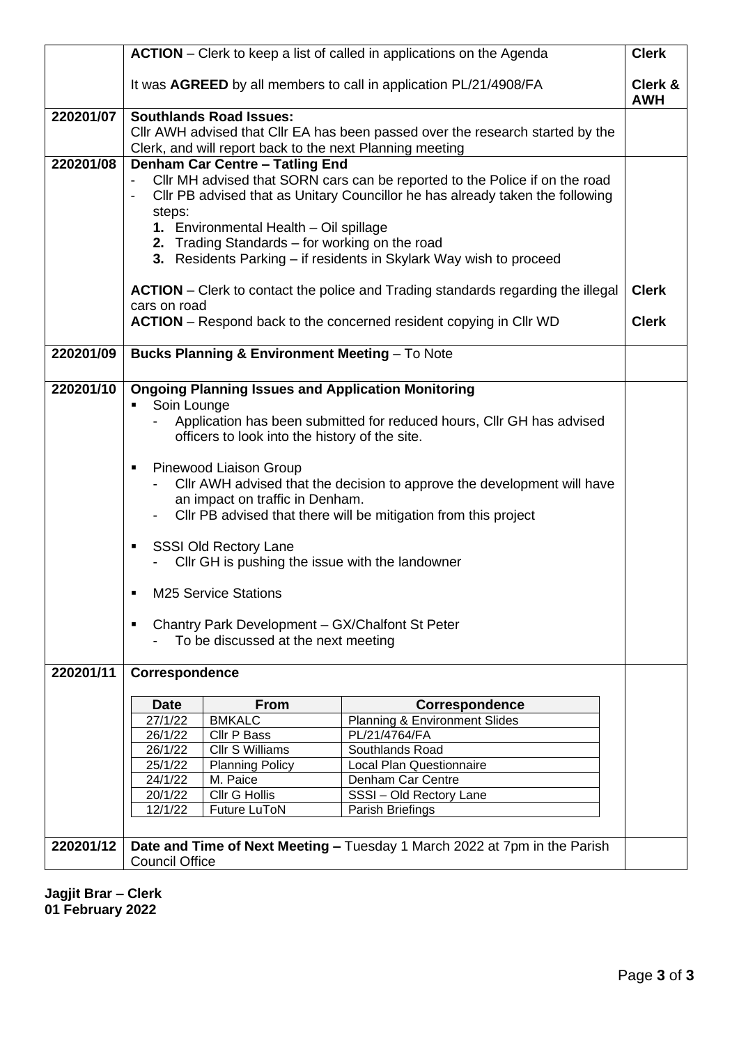| | | |
|---|---|---|
| | **ACTION** – Clerk to keep a list of called in applications on the Agenda | **Clerk** |
| | It was **AGREED** by all members to call in application PL/21/4908/FA | **Clerk & AWH** |
| **220201/07** | **Southlands Road Issues:**<br>Cllr AWH advised that Cllr EA has been passed over the research started by the Clerk, and will report back to the next Planning meeting | |
| **220201/08** | **Denham Car Centre – Tatling End**<br>- Cllr MH advised that SORN cars can be reported to the Police if on the road<br>- Cllr PB advised that as Unitary Councillor he has already taken the following steps:<br>**1.** Environmental Health – Oil spillage<br>**2.** Trading Standards – for working on the road<br>**3.** Residents Parking – if residents in Skylark Way wish to proceed<br><br>**ACTION** – Clerk to contact the police and Trading standards regarding the illegal cars on road<br>**ACTION** – Respond back to the concerned resident copying in Cllr WD | <br><br><br><br><br><br><br><br>**Clerk**<br><br>**Clerk** |
| **220201/09** | **Bucks Planning & Environment Meeting** – To Note | |
| **220201/10** | **Ongoing Planning Issues and Application Monitoring**<br>▪ Soin Lounge<br>- Application has been submitted for reduced hours, Cllr GH has advised officers to look into the history of the site.<br><br>▪ Pinewood Liaison Group<br>- Cllr AWH advised that the decision to approve the development will have an impact on traffic in Denham.<br>- Cllr PB advised that there will be mitigation from this project<br><br>▪ SSSI Old Rectory Lane<br>- Cllr GH is pushing the issue with the landowner<br><br>▪ M25 Service Stations<br><br>▪ Chantry Park Development – GX/Chalfont St Peter<br>- To be discussed at the next meeting | |
| **220201/11** | **Correspondence** (see table below) | |
| **220201/12** | **Date and Time of Next Meeting –** Tuesday 1 March 2022 at 7pm in the Parish Council Office | |

| Date | From | Correspondence |
|---|---|---|
| 27/1/22 | BMKALC | Planning & Environment Slides |
| 26/1/22 | Cllr P Bass | PL/21/4764/FA |
| 26/1/22 | Cllr S Williams | Southlands Road |
| 25/1/22 | Planning Policy | Local Plan Questionnaire |
| 24/1/22 | M. Paice | Denham Car Centre |
| 20/1/22 | Cllr G Hollis | SSSI – Old Rectory Lane |
| 12/1/22 | Future LuToN | Parish Briefings |

**Jagjit Brar – Clerk**
**01 February 2022**